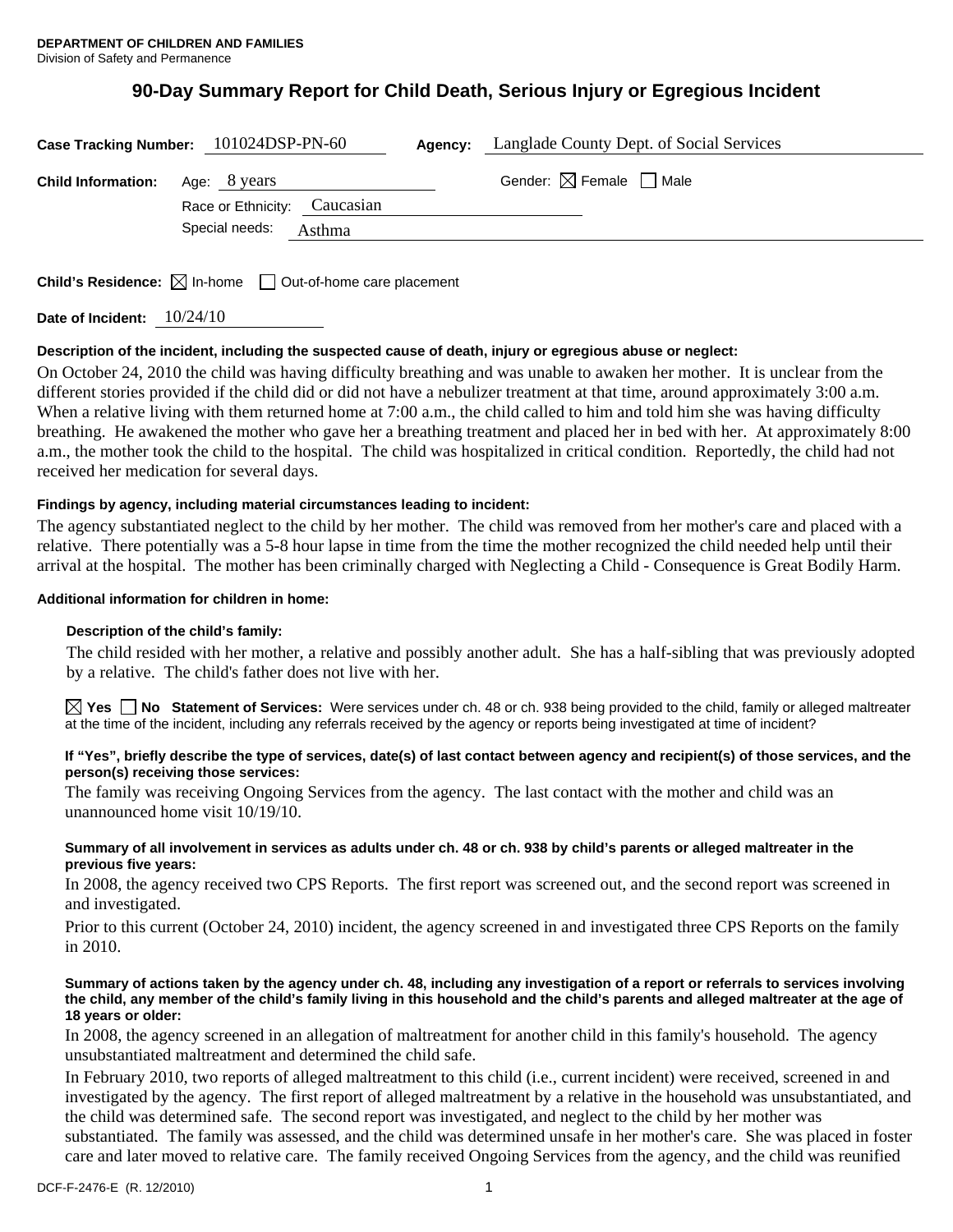**DEPARTMENT OF CHILDREN AND FAMILIES**
Division of Safety and Permanence

# 90-Day Summary Report for Child Death, Serious Injury or Egregious Incident

**Case Tracking Number:** 101024DSP-PN-60 **Agency:** Langlade County Dept. of Social Services

**Child Information:** Age: 8 years Gender: ☒ Female ☐ Male
Race or Ethnicity: Caucasian
Special needs: Asthma

**Child's Residence:** ☒ In-home ☐ Out-of-home care placement

**Date of Incident:** 10/24/10

**Description of the incident, including the suspected cause of death, injury or egregious abuse or neglect:**

On October 24, 2010 the child was having difficulty breathing and was unable to awaken her mother. It is unclear from the different stories provided if the child did or did not have a nebulizer treatment at that time, around approximately 3:00 a.m. When a relative living with them returned home at 7:00 a.m., the child called to him and told him she was having difficulty breathing. He awakened the mother who gave her a breathing treatment and placed her in bed with her. At approximately 8:00 a.m., the mother took the child to the hospital. The child was hospitalized in critical condition. Reportedly, the child had not received her medication for several days.

**Findings by agency, including material circumstances leading to incident:**

The agency substantiated neglect to the child by her mother. The child was removed from her mother's care and placed with a relative. There potentially was a 5-8 hour lapse in time from the time the mother recognized the child needed help until their arrival at the hospital. The mother has been criminally charged with Neglecting a Child - Consequence is Great Bodily Harm.

**Additional information for children in home:**

**Description of the child's family:**

The child resided with her mother, a relative and possibly another adult. She has a half-sibling that was previously adopted by a relative. The child's father does not live with her.

☒ **Yes** ☐ **No Statement of Services:** Were services under ch. 48 or ch. 938 being provided to the child, family or alleged maltreater at the time of the incident, including any referrals received by the agency or reports being investigated at time of incident?

**If "Yes", briefly describe the type of services, date(s) of last contact between agency and recipient(s) of those services, and the person(s) receiving those services:**

The family was receiving Ongoing Services from the agency. The last contact with the mother and child was an unannounced home visit 10/19/10.

**Summary of all involvement in services as adults under ch. 48 or ch. 938 by child's parents or alleged maltreater in the previous five years:**

In 2008, the agency received two CPS Reports. The first report was screened out, and the second report was screened in and investigated.

Prior to this current (October 24, 2010) incident, the agency screened in and investigated three CPS Reports on the family in 2010.

**Summary of actions taken by the agency under ch. 48, including any investigation of a report or referrals to services involving the child, any member of the child's family living in this household and the child's parents and alleged maltreater at the age of 18 years or older:**

In 2008, the agency screened in an allegation of maltreatment for another child in this family's household. The agency unsubstantiated maltreatment and determined the child safe.

In February 2010, two reports of alleged maltreatment to this child (i.e., current incident) were received, screened in and investigated by the agency. The first report of alleged maltreatment by a relative in the household was unsubstantiated, and the child was determined safe. The second report was investigated, and neglect to the child by her mother was substantiated. The family was assessed, and the child was determined unsafe in her mother's care. She was placed in foster care and later moved to relative care. The family received Ongoing Services from the agency, and the child was reunified

DCF-F-2476-E (R. 12/2010)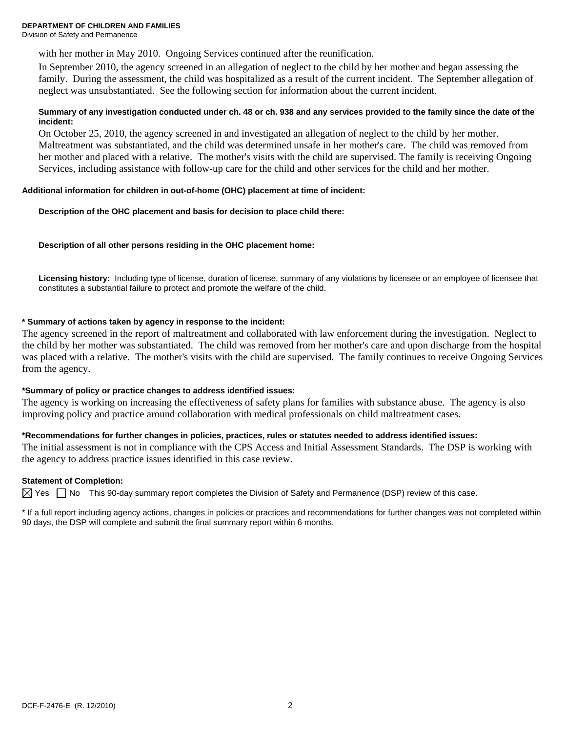with her mother in May 2010. Ongoing Services continued after the reunification.

In September 2010, the agency screened in an allegation of neglect to the child by her mother and began assessing the family. During the assessment, the child was hospitalized as a result of the current incident. The September allegation of neglect was unsubstantiated. See the following section for information about the current incident.

**Summary of any investigation conducted under ch. 48 or ch. 938 and any services provided to the family since the date of the incident:**

On October 25, 2010, the agency screened in and investigated an allegation of neglect to the child by her mother. Maltreatment was substantiated, and the child was determined unsafe in her mother's care. The child was removed from her mother and placed with a relative. The mother's visits with the child are supervised. The family is receiving Ongoing Services, including assistance with follow-up care for the child and other services for the child and her mother.

**Additional information for children in out-of-home (OHC) placement at time of incident:**

**Description of the OHC placement and basis for decision to place child there:**

**Description of all other persons residing in the OHC placement home:**

**Licensing history:** Including type of license, duration of license, summary of any violations by licensee or an employee of licensee that constitutes a substantial failure to protect and promote the welfare of the child.

**\* Summary of actions taken by agency in response to the incident:**

The agency screened in the report of maltreatment and collaborated with law enforcement during the investigation. Neglect to the child by her mother was substantiated. The child was removed from her mother's care and upon discharge from the hospital was placed with a relative. The mother's visits with the child are supervised. The family continues to receive Ongoing Services from the agency.

**\*Summary of policy or practice changes to address identified issues:**

The agency is working on increasing the effectiveness of safety plans for families with substance abuse. The agency is also improving policy and practice around collaboration with medical professionals on child maltreatment cases.

**\*Recommendations for further changes in policies, practices, rules or statutes needed to address identified issues:**

The initial assessment is not in compliance with the CPS Access and Initial Assessment Standards. The DSP is working with the agency to address practice issues identified in this case review.

**Statement of Completion:**

☒ Yes ☐ No This 90-day summary report completes the Division of Safety and Permanence (DSP) review of this case.

\* If a full report including agency actions, changes in policies or practices and recommendations for further changes was not completed within 90 days, the DSP will complete and submit the final summary report within 6 months.